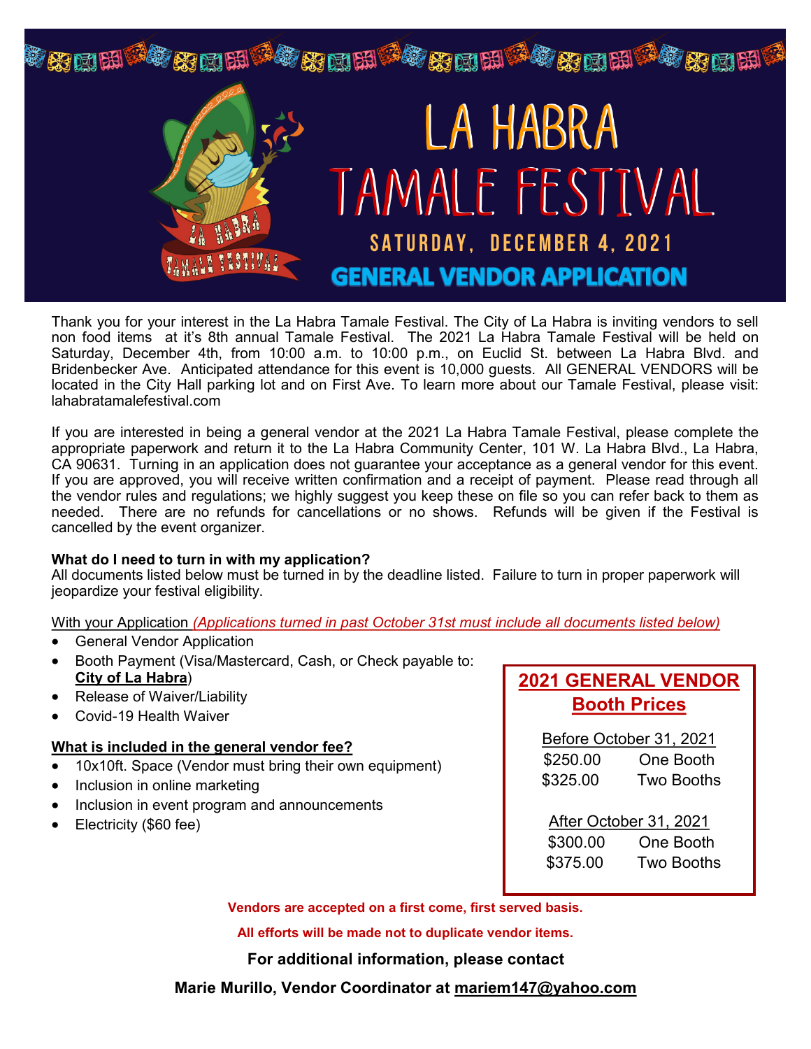# LA HABRA TAMALE FESTIVAL

## SATURDAY, DECEMBER 4, 2021

## GENERAL VENDOR APPLICATION

Thank you for your interest in the La Habra Tamale Festival. The City of La Habra is inviting vendors to sell non food items at it's 8th annual Tamale Festival. The 2021 La Habra Tamale Festival will be held on Saturday, December 4th, from 10:00 a.m. to 10:00 p.m., on Euclid St. between La Habra Blvd. and Bridenbecker Ave. Anticipated attendance for this event is 10,000 guests. All GENERAL VENDORS will be located in the City Hall parking lot and on First Ave. To learn more about our Tamale Festival, please visit: lahabratamalefestival.com

If you are interested in being a general vendor at the 2021 La Habra Tamale Festival, please complete the appropriate paperwork and return it to the La Habra Community Center, 101 W. La Habra Blvd., La Habra, CA 90631. Turning in an application does not guarantee your acceptance as a general vendor for this event. If you are approved, you will receive written confirmation and a receipt of payment. Please read through all the vendor rules and regulations; we highly suggest you keep these on file so you can refer back to them as needed. There are no refunds for cancellations or no shows. Refunds will be given if the Festival is cancelled by the event organizer.

**What do I need to turn in with my application?**
All documents listed below must be turned in by the deadline listed. Failure to turn in proper paperwork will jeopardize your festival eligibility.

With your Application *(Applications turned in past October 31st must include all documents listed below)*

- General Vendor Application
- Booth Payment (Visa/Mastercard, Cash, or Check payable to: **City of La Habra**)
- Release of Waiver/Liability
- Covid-19 Health Waiver

**What is included in the general vendor fee?**

- 10x10ft. Space (Vendor must bring their own equipment)
- Inclusion in online marketing
- Inclusion in event program and announcements
- Electricity ($60 fee)

**2021 GENERAL VENDOR Booth Prices**

| Before October 31, 2021 | |
|---|---|
| $250.00 | One Booth |
| $325.00 | Two Booths |

| After October 31, 2021 | |
|---|---|
| $300.00 | One Booth |
| $375.00 | Two Booths |

**Vendors are accepted on a first come, first served basis.**

**All efforts will be made not to duplicate vendor items.**

**For additional information, please contact**

**Marie Murillo, Vendor Coordinator at mariem147@yahoo.com**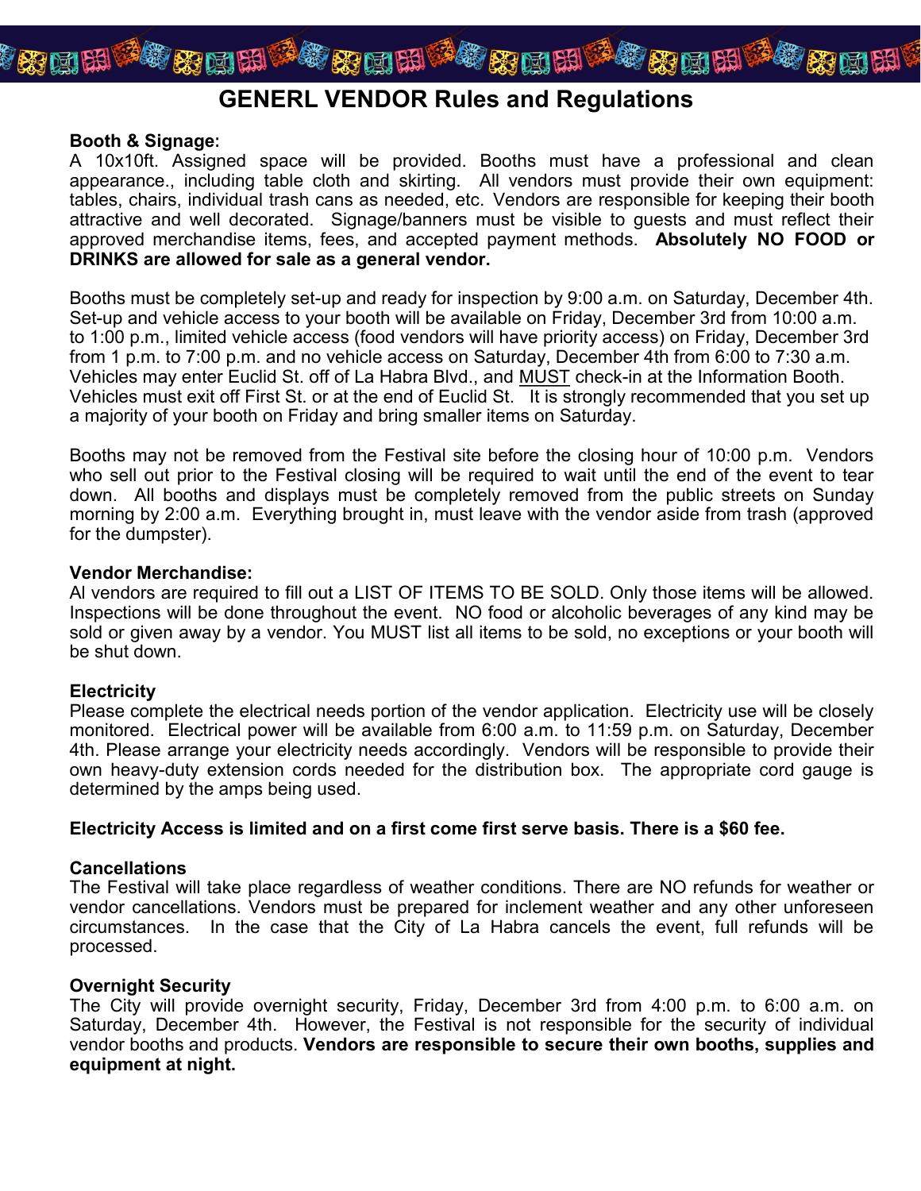# GENERL VENDOR Rules and Regulations

**Booth & Signage:**
A 10x10ft. Assigned space will be provided. Booths must have a professional and clean appearance., including table cloth and skirting. All vendors must provide their own equipment: tables, chairs, individual trash cans as needed, etc. Vendors are responsible for keeping their booth attractive and well decorated. Signage/banners must be visible to guests and must reflect their approved merchandise items, fees, and accepted payment methods. **Absolutely NO FOOD or DRINKS are allowed for sale as a general vendor.**

Booths must be completely set-up and ready for inspection by 9:00 a.m. on Saturday, December 4th. Set-up and vehicle access to your booth will be available on Friday, December 3rd from 10:00 a.m. to 1:00 p.m., limited vehicle access (food vendors will have priority access) on Friday, December 3rd from 1 p.m. to 7:00 p.m. and no vehicle access on Saturday, December 4th from 6:00 to 7:30 a.m. Vehicles may enter Euclid St. off of La Habra Blvd., and MUST check-in at the Information Booth. Vehicles must exit off First St. or at the end of Euclid St. It is strongly recommended that you set up a majority of your booth on Friday and bring smaller items on Saturday.

Booths may not be removed from the Festival site before the closing hour of 10:00 p.m. Vendors who sell out prior to the Festival closing will be required to wait until the end of the event to tear down. All booths and displays must be completely removed from the public streets on Sunday morning by 2:00 a.m. Everything brought in, must leave with the vendor aside from trash (approved for the dumpster).

**Vendor Merchandise:**
Al vendors are required to fill out a LIST OF ITEMS TO BE SOLD. Only those items will be allowed. Inspections will be done throughout the event. NO food or alcoholic beverages of any kind may be sold or given away by a vendor. You MUST list all items to be sold, no exceptions or your booth will be shut down.

**Electricity**
Please complete the electrical needs portion of the vendor application. Electricity use will be closely monitored. Electrical power will be available from 6:00 a.m. to 11:59 p.m. on Saturday, December 4th. Please arrange your electricity needs accordingly. Vendors will be responsible to provide their own heavy-duty extension cords needed for the distribution box. The appropriate cord gauge is determined by the amps being used.

**Electricity Access is limited and on a first come first serve basis. There is a $60 fee.**

**Cancellations**
The Festival will take place regardless of weather conditions. There are NO refunds for weather or vendor cancellations. Vendors must be prepared for inclement weather and any other unforeseen circumstances. In the case that the City of La Habra cancels the event, full refunds will be processed.

**Overnight Security**
The City will provide overnight security, Friday, December 3rd from 4:00 p.m. to 6:00 a.m. on Saturday, December 4th. However, the Festival is not responsible for the security of individual vendor booths and products. **Vendors are responsible to secure their own booths, supplies and equipment at night.**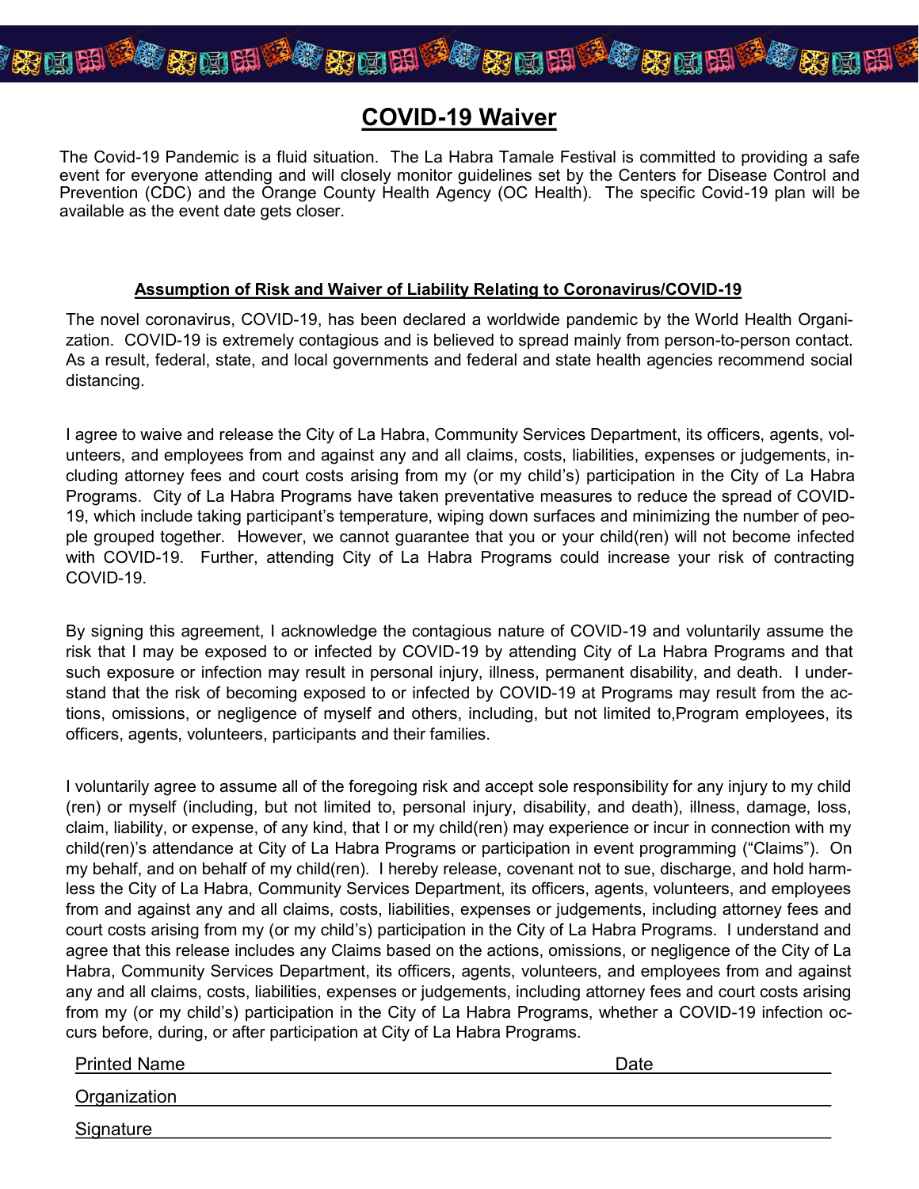# COVID-19 Waiver

The Covid-19 Pandemic is a fluid situation. The La Habra Tamale Festival is committed to providing a safe event for everyone attending and will closely monitor guidelines set by the Centers for Disease Control and Prevention (CDC) and the Orange County Health Agency (OC Health). The specific Covid-19 plan will be available as the event date gets closer.

## Assumption of Risk and Waiver of Liability Relating to Coronavirus/COVID-19

The novel coronavirus, COVID-19, has been declared a worldwide pandemic by the World Health Organization. COVID-19 is extremely contagious and is believed to spread mainly from person-to-person contact. As a result, federal, state, and local governments and federal and state health agencies recommend social distancing.

I agree to waive and release the City of La Habra, Community Services Department, its officers, agents, volunteers, and employees from and against any and all claims, costs, liabilities, expenses or judgements, including attorney fees and court costs arising from my (or my child's) participation in the City of La Habra Programs. City of La Habra Programs have taken preventative measures to reduce the spread of COVID-19, which include taking participant's temperature, wiping down surfaces and minimizing the number of people grouped together. However, we cannot guarantee that you or your child(ren) will not become infected with COVID-19. Further, attending City of La Habra Programs could increase your risk of contracting COVID-19.

By signing this agreement, I acknowledge the contagious nature of COVID-19 and voluntarily assume the risk that I may be exposed to or infected by COVID-19 by attending City of La Habra Programs and that such exposure or infection may result in personal injury, illness, permanent disability, and death. I understand that the risk of becoming exposed to or infected by COVID-19 at Programs may result from the actions, omissions, or negligence of myself and others, including, but not limited to,Program employees, its officers, agents, volunteers, participants and their families.

I voluntarily agree to assume all of the foregoing risk and accept sole responsibility for any injury to my child (ren) or myself (including, but not limited to, personal injury, disability, and death), illness, damage, loss, claim, liability, or expense, of any kind, that I or my child(ren) may experience or incur in connection with my child(ren)'s attendance at City of La Habra Programs or participation in event programming ("Claims"). On my behalf, and on behalf of my child(ren). I hereby release, covenant not to sue, discharge, and hold harmless the City of La Habra, Community Services Department, its officers, agents, volunteers, and employees from and against any and all claims, costs, liabilities, expenses or judgements, including attorney fees and court costs arising from my (or my child's) participation in the City of La Habra Programs. I understand and agree that this release includes any Claims based on the actions, omissions, or negligence of the City of La Habra, Community Services Department, its officers, agents, volunteers, and employees from and against any and all claims, costs, liabilities, expenses or judgements, including attorney fees and court costs arising from my (or my child's) participation in the City of La Habra Programs, whether a COVID-19 infection occurs before, during, or after participation at City of La Habra Programs.

Printed Name ______________________________ Date ____________

Organization ______________________________________________

Signature ________________________________________________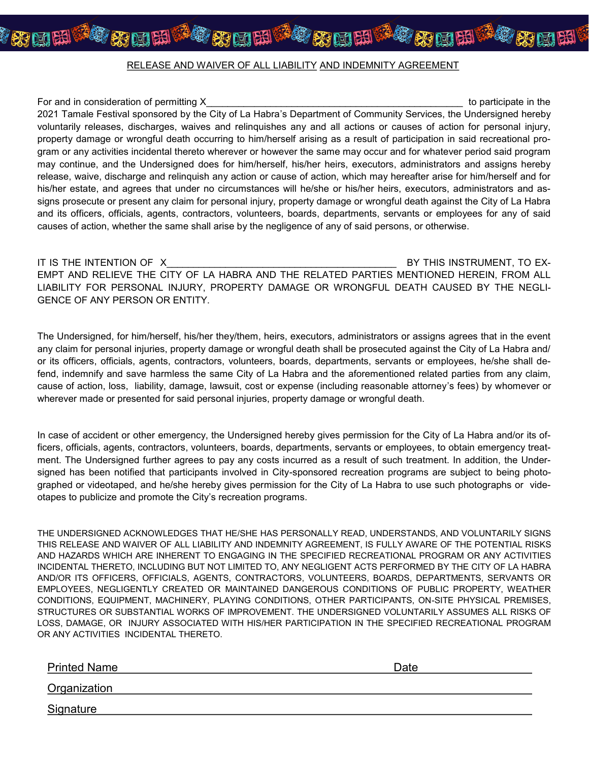RELEASE AND WAIVER OF ALL LIABILITY AND INDEMNITY AGREEMENT

For and in consideration of permitting X_________________________________________________ to participate in the 2021 Tamale Festival sponsored by the City of La Habra's Department of Community Services, the Undersigned hereby voluntarily releases, discharges, waives and relinquishes any and all actions or causes of action for personal injury, property damage or wrongful death occurring to him/herself arising as a result of participation in said recreational program or any activities incidental thereto wherever or however the same may occur and for whatever period said program may continue, and the Undersigned does for him/herself, his/her heirs, executors, administrators and assigns hereby release, waive, discharge and relinquish any action or cause of action, which may hereafter arise for him/herself and for his/her estate, and agrees that under no circumstances will he/she or his/her heirs, executors, administrators and assigns prosecute or present any claim for personal injury, property damage or wrongful death against the City of La Habra and its officers, officials, agents, contractors, volunteers, boards, departments, servants or employees for any of said causes of action, whether the same shall arise by the negligence of any of said persons, or otherwise.

IT IS THE INTENTION OF X__________________________________________ BY THIS INSTRUMENT, TO EXEMPT AND RELIEVE THE CITY OF LA HABRA AND THE RELATED PARTIES MENTIONED HEREIN, FROM ALL LIABILITY FOR PERSONAL INJURY, PROPERTY DAMAGE OR WRONGFUL DEATH CAUSED BY THE NEGLIGENCE OF ANY PERSON OR ENTITY.

The Undersigned, for him/herself, his/her they/them, heirs, executors, administrators or assigns agrees that in the event any claim for personal injuries, property damage or wrongful death shall be prosecuted against the City of La Habra and/or its officers, officials, agents, contractors, volunteers, boards, departments, servants or employees, he/she shall defend, indemnify and save harmless the same City of La Habra and the aforementioned related parties from any claim, cause of action, loss, liability, damage, lawsuit, cost or expense (including reasonable attorney's fees) by whomever or wherever made or presented for said personal injuries, property damage or wrongful death.

In case of accident or other emergency, the Undersigned hereby gives permission for the City of La Habra and/or its officers, officials, agents, contractors, volunteers, boards, departments, servants or employees, to obtain emergency treatment. The Undersigned further agrees to pay any costs incurred as a result of such treatment. In addition, the Undersigned has been notified that participants involved in City-sponsored recreation programs are subject to being photographed or videotaped, and he/she hereby gives permission for the City of La Habra to use such photographs or videotapes to publicize and promote the City's recreation programs.

THE UNDERSIGNED ACKNOWLEDGES THAT HE/SHE HAS PERSONALLY READ, UNDERSTANDS, AND VOLUNTARILY SIGNS THIS RELEASE AND WAIVER OF ALL LIABILITY AND INDEMNITY AGREEMENT, IS FULLY AWARE OF THE POTENTIAL RISKS AND HAZARDS WHICH ARE INHERENT TO ENGAGING IN THE SPECIFIED RECREATIONAL PROGRAM OR ANY ACTIVITIES INCIDENTAL THERETO, INCLUDING BUT NOT LIMITED TO, ANY NEGLIGENT ACTS PERFORMED BY THE CITY OF LA HABRA AND/OR ITS OFFICERS, OFFICIALS, AGENTS, CONTRACTORS, VOLUNTEERS, BOARDS, DEPARTMENTS, SERVANTS OR EMPLOYEES, NEGLIGENTLY CREATED OR MAINTAINED DANGEROUS CONDITIONS OF PUBLIC PROPERTY, WEATHER CONDITIONS, EQUIPMENT, MACHINERY, PLAYING CONDITIONS, OTHER PARTICIPANTS, ON-SITE PHYSICAL PREMISES, STRUCTURES OR SUBSTANTIAL WORKS OF IMPROVEMENT. THE UNDERSIGNED VOLUNTARILY ASSUMES ALL RISKS OF LOSS, DAMAGE, OR INJURY ASSOCIATED WITH HIS/HER PARTICIPATION IN THE SPECIFIED RECREATIONAL PROGRAM OR ANY ACTIVITIES INCIDENTAL THERETO.

Printed Name ________________________________________ Date ____________________

Organization ______________________________________________________________

Signature _________________________________________________________________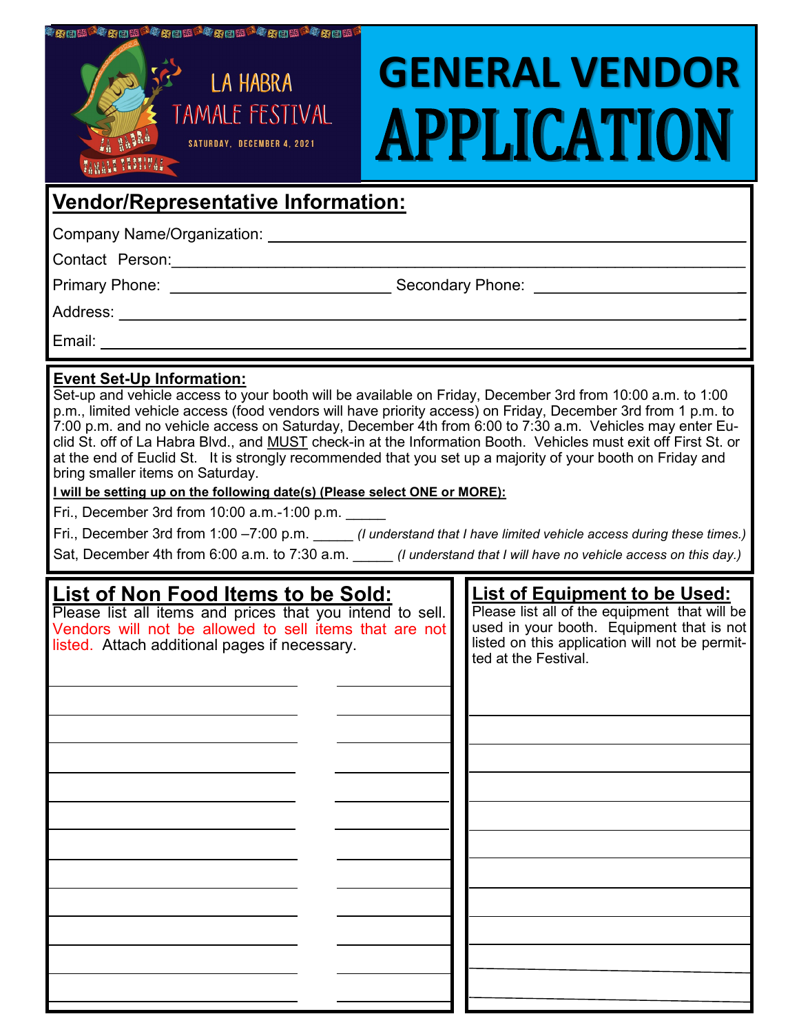LA HABRA TAMALE FESTIVAL

SATURDAY, DECEMBER 4, 2021

# GENERAL VENDOR APPLICATION

## Vendor/Representative Information:

Company Name/Organization: ____________________________________________

Contact Person: ____________________________________________

Primary Phone: ________________________ Secondary Phone: ________________________

Address: ____________________________________________

Email: ____________________________________________

## Event Set-Up Information:

Set-up and vehicle access to your booth will be available on Friday, December 3rd from 10:00 a.m. to 1:00 p.m., limited vehicle access (food vendors will have priority access) on Friday, December 3rd from 1 p.m. to 7:00 p.m. and no vehicle access on Saturday, December 4th from 6:00 to 7:30 a.m. Vehicles may enter Euclid St. off of La Habra Blvd., and MUST check-in at the Information Booth. Vehicles must exit off First St. or at the end of Euclid St. It is strongly recommended that you set up a majority of your booth on Friday and bring smaller items on Saturday.

**I will be setting up on the following date(s) (Please select ONE or MORE):**

Fri., December 3rd from 10:00 a.m.-1:00 p.m. _____

Fri., December 3rd from 1:00 –7:00 p.m. _____ *(I understand that I have limited vehicle access during these times.)*

Sat, December 4th from 6:00 a.m. to 7:30 a.m. _____ *(I understand that I will have no vehicle access on this day.)*

## List of Non Food Items to be Sold:

Please list all items and prices that you intend to sell. Vendors will not be allowed to sell items that are not listed. Attach additional pages if necessary.

| Item | Price |
|---|---|
| | |
| | |
| | |
| | |
| | |
| | |
| | |
| | |
| | |
| | |
| | |
| | |

## List of Equipment to be Used:

Please list all of the equipment that will be used in your booth. Equipment that is not listed on this application will not be permitted at the Festival.

____________________________________________

____________________________________________

____________________________________________

____________________________________________

____________________________________________

____________________________________________

____________________________________________

____________________________________________

____________________________________________

____________________________________________

____________________________________________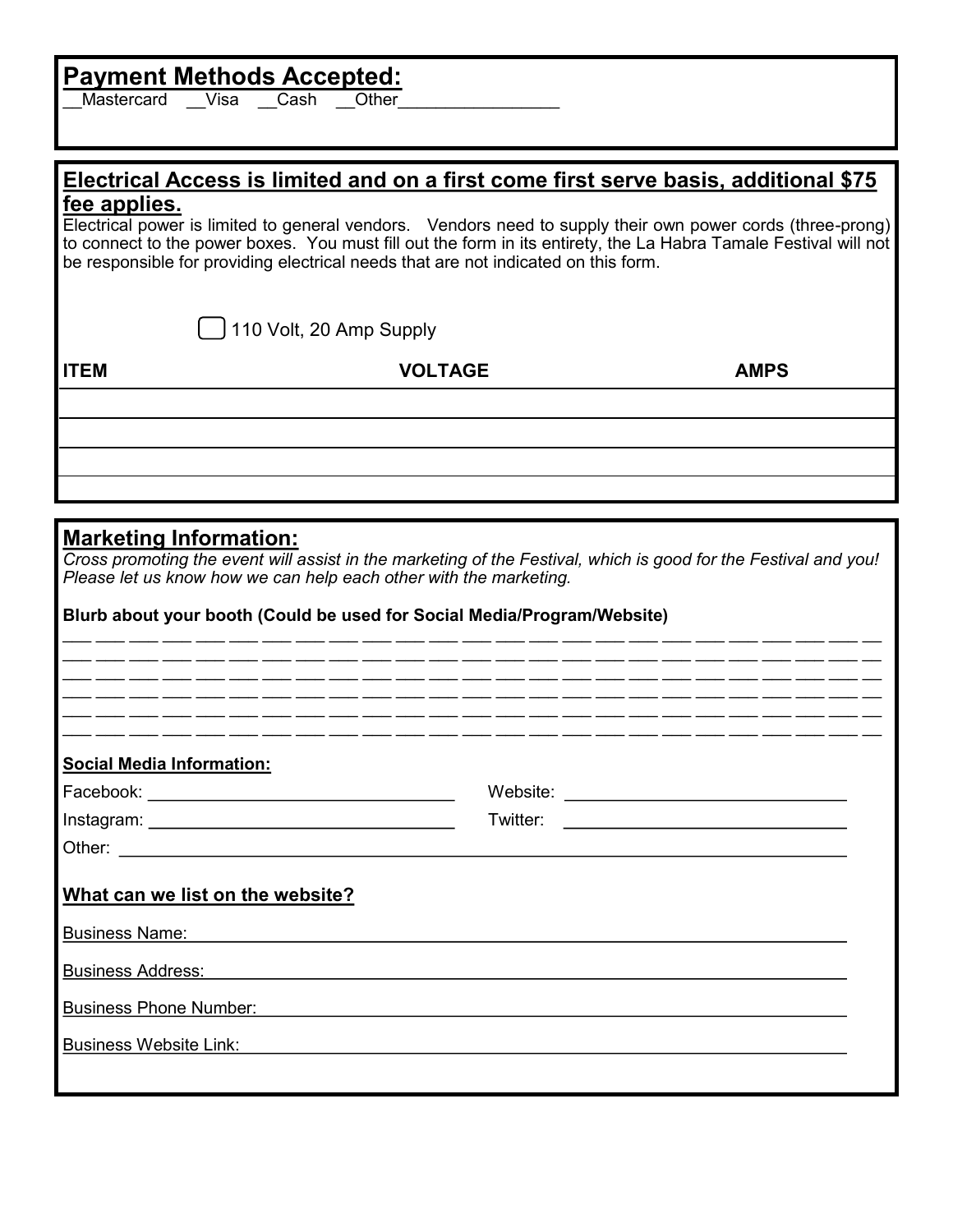## Payment Methods Accepted:

__Mastercard __Visa __Cash __Other________________

## Electrical Access is limited and on a first come first serve basis, additional $75 fee applies.

Electrical power is limited to general vendors. Vendors need to supply their own power cords (three-prong) to connect to the power boxes. You must fill out the form in its entirety, the La Habra Tamale Festival will not be responsible for providing electrical needs that are not indicated on this form.

☐ 110 Volt, 20 Amp Supply

| ITEM | VOLTAGE | AMPS |
|---|---|---|
| | | |
| | | |
| | | |
| | | |

## Marketing Information:

*Cross promoting the event will assist in the marketing of the Festival, which is good for the Festival and you! Please let us know how we can help each other with the marketing.*

**Blurb about your booth (Could be used for Social Media/Program/Website)**

___________________________________________________________________________

___________________________________________________________________________

___________________________________________________________________________

___________________________________________________________________________

___________________________________________________________________________

___________________________________________________________________________

**Social Media Information:**

Facebook: ______________________________ Website: ______________________________

Instagram: ______________________________ Twitter: ______________________________

Other: ______________________________________________________________________

### What can we list on the website?

Business Name: ______________________________________________________________

Business Address: ____________________________________________________________

Business Phone Number: _______________________________________________________

Business Website Link: ________________________________________________________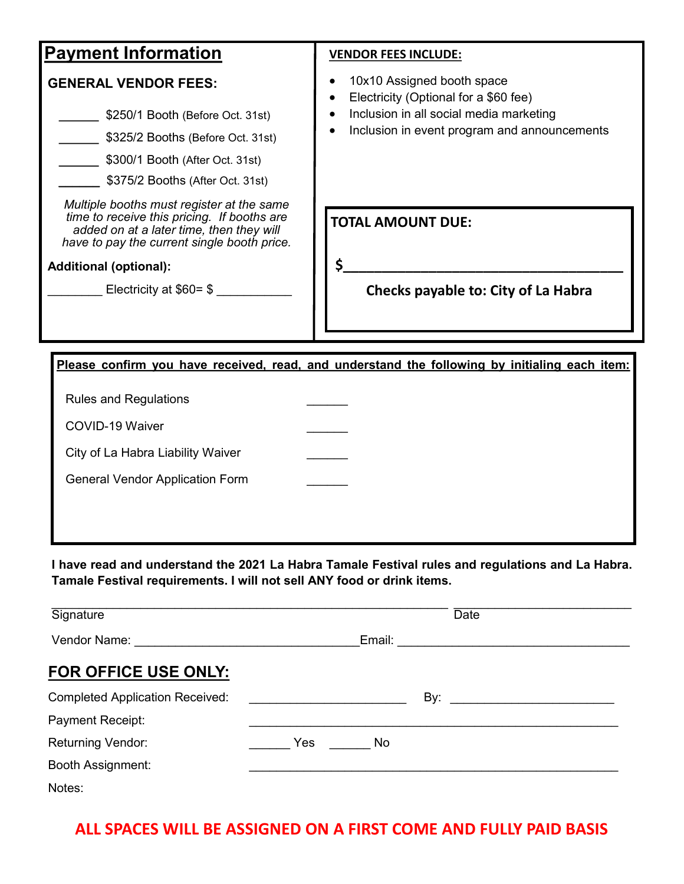## Payment Information

**GENERAL VENDOR FEES:**

______ $250/1 Booth (Before Oct. 31st)

______ $325/2 Booths (Before Oct. 31st)

______ $300/1 Booth (After Oct. 31st)

______ $375/2 Booths (After Oct. 31st)

*Multiple booths must register at the same time to receive this pricing. If booths are added on at a later time, then they will have to pay the current single booth price.*

**Additional (optional):**

________ Electricity at $60= $ ___________

**VENDOR FEES INCLUDE:**

- 10x10 Assigned booth space
- Electricity (Optional for a $60 fee)
- Inclusion in all social media marketing
- Inclusion in event program and announcements

**TOTAL AMOUNT DUE:**

**$____________________________________**

**Checks payable to: City of La Habra**

**Please confirm you have received, read, and understand the following by initialing each item:**

Rules and Regulations ______

COVID-19 Waiver ______

City of La Habra Liability Waiver ______

General Vendor Application Form ______

**I have read and understand the 2021 La Habra Tamale Festival rules and regulations and La Habra. Tamale Festival requirements. I will not sell ANY food or drink items.**

_______________________________________________________ _________________________

Signature Date

Vendor Name: _______________________________ Email: ________________________________

## FOR OFFICE USE ONLY:

Completed Application Received: ______________________ By: _______________________

Payment Receipt: ______________________________________________________

Returning Vendor: ______ Yes ______ No

Booth Assignment: ______________________________________________________

Notes:

**ALL SPACES WILL BE ASSIGNED ON A FIRST COME AND FULLY PAID BASIS**